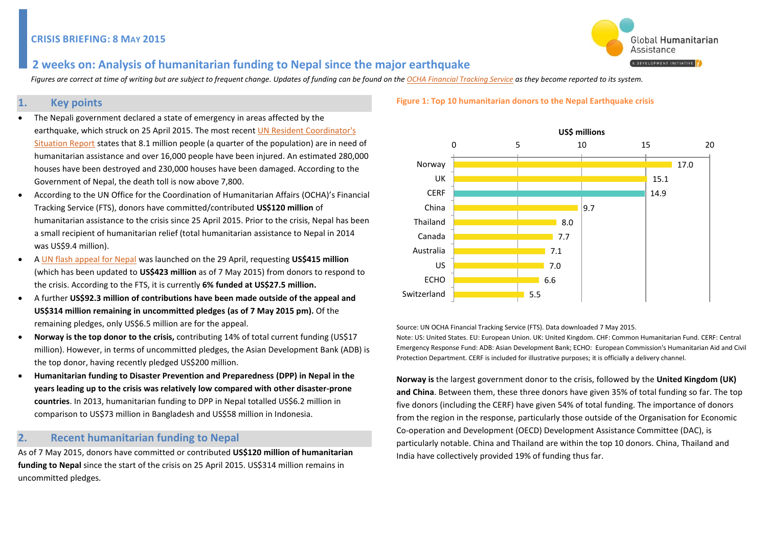**CRISIS BRIEFING: 8 MAY 2015**

# 2 weeks on: Analysis of humanitarian funding to Nepal since the major earthquake

*Figures are correct at time of writing but are subject to frequent change. Updates of funding can be found on the OCHA Financial Tracking Service as they become reported to its system.*

## 1. Key points

- The Nepali government declared a state of emergency in areas affected by the earthquake, which struck on 25 April 2015. The most recent UN Resident Coordinator's Situation Report states that 8.1 million people (a quarter of the population) are in need of humanitarian assistance and over 16,000 people have been injured. An estimated 280,000 houses have been destroyed and 230,000 houses have been damaged. According to the Government of Nepal, the death toll is now above 7,800.
- According to the UN Office for the Coordination of Humanitarian Affairs (OCHA)'s Financial Tracking Service (FTS), donors have committed/contributed **US$120 million** of humanitarian assistance to the crisis since 25 April 2015. Prior to the crisis, Nepal has been a small recipient of humanitarian relief (total humanitarian assistance to Nepal in 2014 was US$9.4 million).
- A UN flash appeal for Nepal was launched on the 29 April, requesting **US$415 million** (which has been updated to **US$423 million** as of 7 May 2015) from donors to respond to the crisis. According to the FTS, it is currently **6% funded at US$27.5 million.**
- A further **US$92.3 million of contributions have been made outside of the appeal and US$314 million remaining in uncommitted pledges (as of 7 May 2015 pm).** Of the remaining pledges, only US$6.5 million are for the appeal.
- **Norway is the top donor to the crisis,** contributing 14% of total current funding (US$17 million). However, in terms of uncommitted pledges, the Asian Development Bank (ADB) is the top donor, having recently pledged US$200 million.
- **Humanitarian funding to Disaster Prevention and Preparedness (DPP) in Nepal in the years leading up to the crisis was relatively low compared with other disaster-prone countries**. In 2013, humanitarian funding to DPP in Nepal totalled US$6.2 million in comparison to US$73 million in Bangladesh and US$58 million in Indonesia.

## 2. Recent humanitarian funding to Nepal

As of 7 May 2015, donors have committed or contributed **US$120 million of humanitarian funding to Nepal** since the start of the crisis on 25 April 2015. US$314 million remains in uncommitted pledges.

**Figure 1: Top 10 humanitarian donors to the Nepal Earthquake crisis**

| Donor | US$ millions |
|---|---|
| Norway | 17.0 |
| UK | 15.1 |
| CERF | 14.9 |
| China | 9.7 |
| Thailand | 8.0 |
| Canada | 7.7 |
| Australia | 7.1 |
| US | 7.0 |
| ECHO | 6.6 |
| Switzerland | 5.5 |

Source: UN OCHA Financial Tracking Service (FTS). Data downloaded 7 May 2015.
Note: US: United States. EU: European Union. UK: United Kingdom. CHF: Common Humanitarian Fund. CERF: Central Emergency Response Fund: ADB: Asian Development Bank; ECHO: European Commission's Humanitarian Aid and Civil Protection Department. CERF is included for illustrative purposes; it is officially a delivery channel.

**Norway is** the largest government donor to the crisis, followed by the **United Kingdom (UK) and China**. Between them, these three donors have given 35% of total funding so far. The top five donors (including the CERF) have given 54% of total funding. The importance of donors from the region in the response, particularly those outside of the Organisation for Economic Co-operation and Development (OECD) Development Assistance Committee (DAC), is particularly notable. China and Thailand are within the top 10 donors. China, Thailand and India have collectively provided 19% of funding thus far.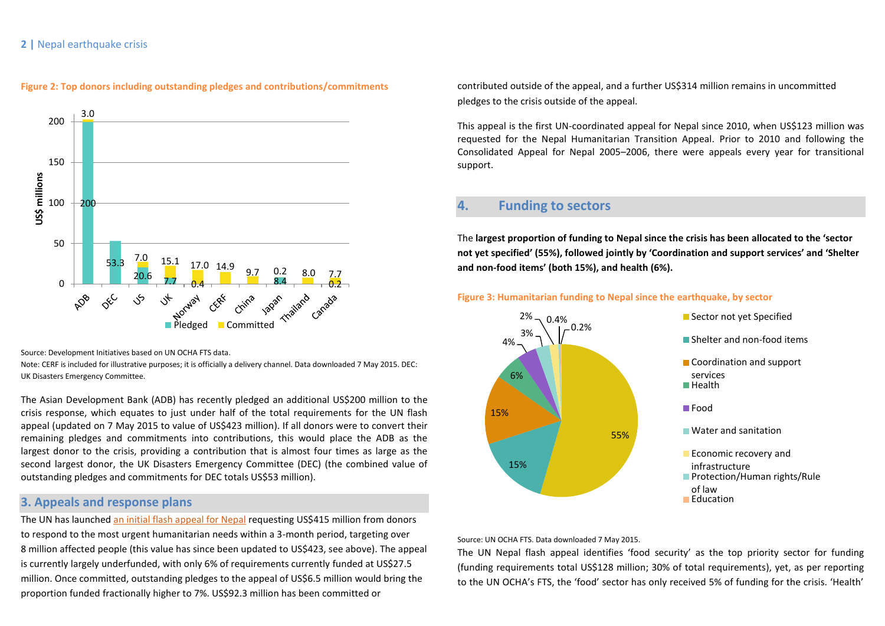**Figure 2: Top donors including outstanding pledges and contributions/commitments**

Source: Development Initiatives based on UN OCHA FTS data.

Note: CERF is included for illustrative purposes; it is officially a delivery channel. Data downloaded 7 May 2015. DEC: UK Disasters Emergency Committee.

The Asian Development Bank (ADB) has recently pledged an additional US$200 million to the crisis response, which equates to just under half of the total requirements for the UN flash appeal (updated on 7 May 2015 to value of US$423 million). If all donors were to convert their remaining pledges and commitments into contributions, this would place the ADB as the largest donor to the crisis, providing a contribution that is almost four times as large as the second largest donor, the UK Disasters Emergency Committee (DEC) (the combined value of outstanding pledges and commitments for DEC totals US$53 million).

## 3. Appeals and response plans

The UN has launched an initial flash appeal for Nepal requesting US$415 million from donors to respond to the most urgent humanitarian needs within a 3-month period, targeting over 8 million affected people (this value has since been updated to US$423, see above). The appeal is currently largely underfunded, with only 6% of requirements currently funded at US$27.5 million. Once committed, outstanding pledges to the appeal of US$6.5 million would bring the proportion funded fractionally higher to 7%. US$92.3 million has been committed or contributed outside of the appeal, and a further US$314 million remains in uncommitted pledges to the crisis outside of the appeal.

This appeal is the first UN-coordinated appeal for Nepal since 2010, when US$123 million was requested for the Nepal Humanitarian Transition Appeal. Prior to 2010 and following the Consolidated Appeal for Nepal 2005–2006, there were appeals every year for transitional support.

## 4. Funding to sectors

The **largest proportion of funding to Nepal since the crisis has been allocated to the 'sector not yet specified' (55%), followed jointly by 'Coordination and support services' and 'Shelter and non-food items' (both 15%), and health (6%).**

**Figure 3: Humanitarian funding to Nepal since the earthquake, by sector**

Source: UN OCHA FTS. Data downloaded 7 May 2015.

The UN Nepal flash appeal identifies 'food security' as the top priority sector for funding (funding requirements total US$128 million; 30% of total requirements), yet, as per reporting to the UN OCHA's FTS, the 'food' sector has only received 5% of funding for the crisis. 'Health'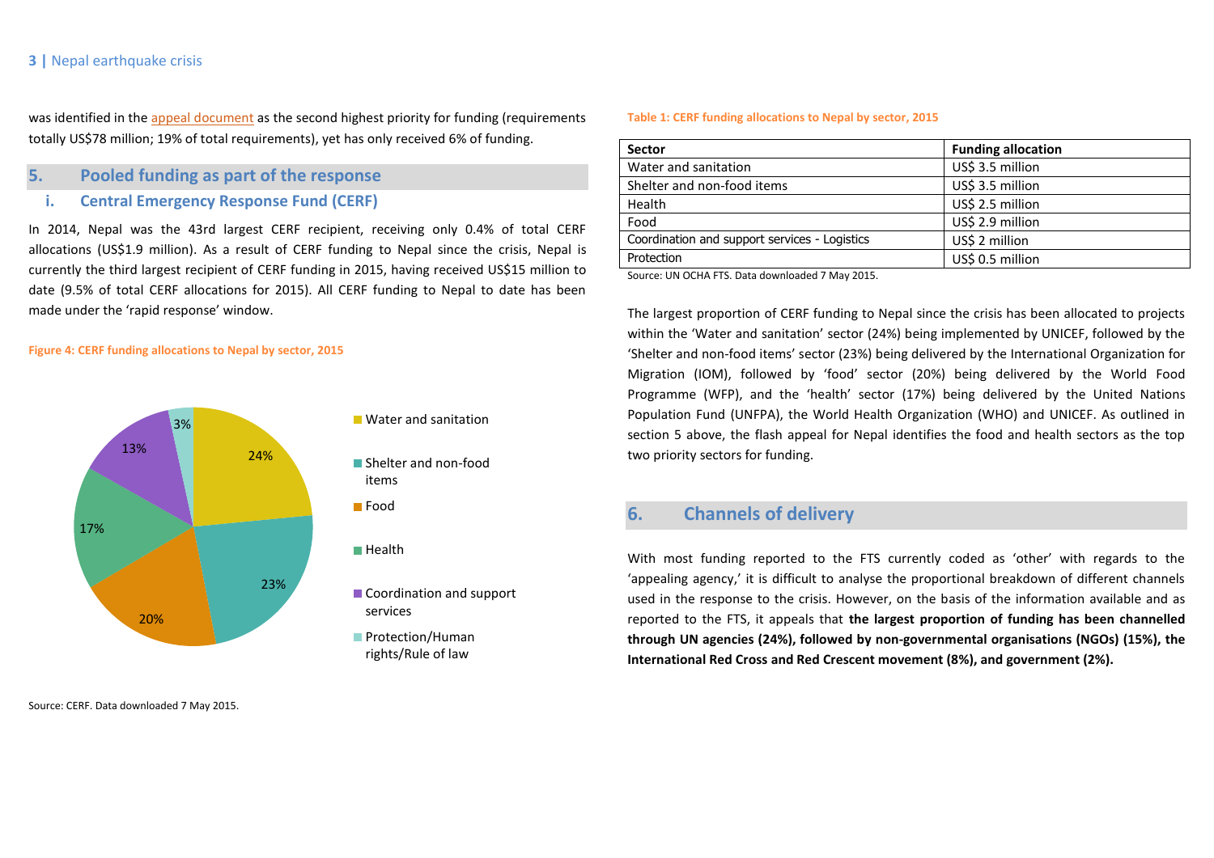was identified in the appeal document as the second highest priority for funding (requirements totally US$78 million; 19% of total requirements), yet has only received 6% of funding.

## 5. Pooled funding as part of the response

### i. Central Emergency Response Fund (CERF)

In 2014, Nepal was the 43rd largest CERF recipient, receiving only 0.4% of total CERF allocations (US$1.9 million). As a result of CERF funding to Nepal since the crisis, Nepal is currently the third largest recipient of CERF funding in 2015, having received US$15 million to date (9.5% of total CERF allocations for 2015). All CERF funding to Nepal to date has been made under the 'rapid response' window.

**Figure 4: CERF funding allocations to Nepal by sector, 2015**

| Sector | Share |
|---|---|
| Water and sanitation | 24% |
| Shelter and non-food items | 23% |
| Food | 20% |
| Health | 17% |
| Coordination and support services | 13% |
| Protection/Human rights/Rule of law | 3% |

Source: CERF. Data downloaded 7 May 2015.

**Table 1: CERF funding allocations to Nepal by sector, 2015**

| Sector | Funding allocation |
|---|---|
| Water and sanitation | US$ 3.5 million |
| Shelter and non-food items | US$ 3.5 million |
| Health | US$ 2.5 million |
| Food | US$ 2.9 million |
| Coordination and support services - Logistics | US$ 2 million |
| Protection | US$ 0.5 million |

Source: UN OCHA FTS. Data downloaded 7 May 2015.

The largest proportion of CERF funding to Nepal since the crisis has been allocated to projects within the 'Water and sanitation' sector (24%) being implemented by UNICEF, followed by the 'Shelter and non-food items' sector (23%) being delivered by the International Organization for Migration (IOM), followed by 'food' sector (20%) being delivered by the World Food Programme (WFP), and the 'health' sector (17%) being delivered by the United Nations Population Fund (UNFPA), the World Health Organization (WHO) and UNICEF. As outlined in section 5 above, the flash appeal for Nepal identifies the food and health sectors as the top two priority sectors for funding.

## 6. Channels of delivery

With most funding reported to the FTS currently coded as 'other' with regards to the 'appealing agency,' it is difficult to analyse the proportional breakdown of different channels used in the response to the crisis. However, on the basis of the information available and as reported to the FTS, it appeals that **the largest proportion of funding has been channelled through UN agencies (24%), followed by non-governmental organisations (NGOs) (15%), the International Red Cross and Red Crescent movement (8%), and government (2%).**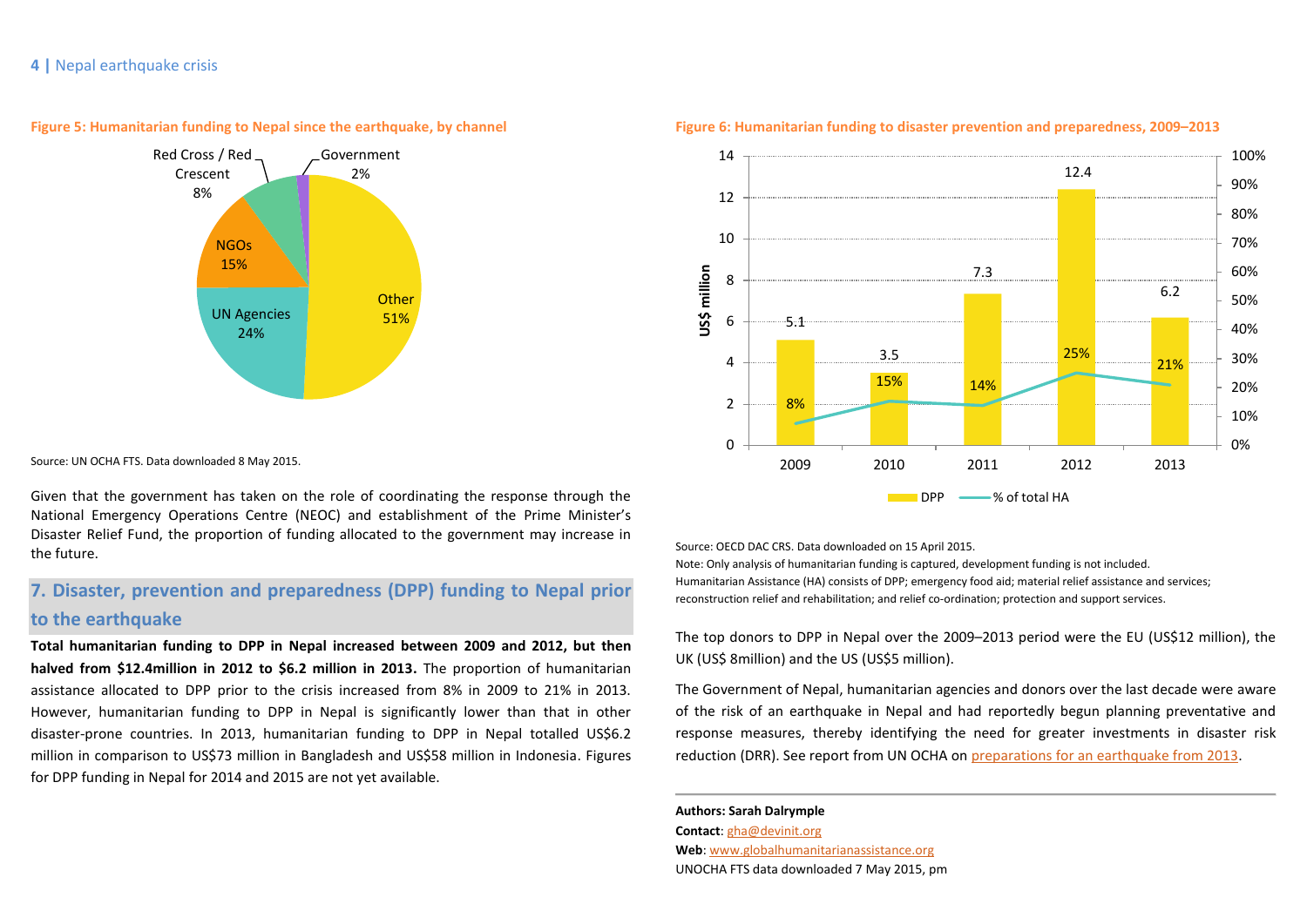**Figure 5: Humanitarian funding to Nepal since the earthquake, by channel**

Red Cross / Red Crescent 8%
Government 2%
NGOs 15%
UN Agencies 24%
Other 51%

Source: UN OCHA FTS. Data downloaded 8 May 2015.

Given that the government has taken on the role of coordinating the response through the National Emergency Operations Centre (NEOC) and establishment of the Prime Minister's Disaster Relief Fund, the proportion of funding allocated to the government may increase in the future.

## 7. Disaster, prevention and preparedness (DPP) funding to Nepal prior to the earthquake

**Total humanitarian funding to DPP in Nepal increased between 2009 and 2012, but then halved from $12.4million in 2012 to $6.2 million in 2013.** The proportion of humanitarian assistance allocated to DPP prior to the crisis increased from 8% in 2009 to 21% in 2013. However, humanitarian funding to DPP in Nepal is significantly lower than that in other disaster-prone countries. In 2013, humanitarian funding to DPP in Nepal totalled US$6.2 million in comparison to US$73 million in Bangladesh and US$58 million in Indonesia. Figures for DPP funding in Nepal for 2014 and 2015 are not yet available.

**Figure 6: Humanitarian funding to disaster prevention and preparedness, 2009–2013**

US$ million
0 2 4 6 8 10 12 14
0% 10% 20% 30% 40% 50% 60% 70% 80% 90% 100%
2009: 5.1, 8%
2010: 3.5, 15%
2011: 7.3, 14%
2012: 12.4, 25%
2013: 6.2, 21%
DPP — % of total HA

Source: OECD DAC CRS. Data downloaded on 15 April 2015.
Note: Only analysis of humanitarian funding is captured, development funding is not included.
Humanitarian Assistance (HA) consists of DPP; emergency food aid; material relief assistance and services; reconstruction relief and rehabilitation; and relief co-ordination; protection and support services.

The top donors to DPP in Nepal over the 2009–2013 period were the EU (US$12 million), the UK (US$ 8million) and the US (US$5 million).

The Government of Nepal, humanitarian agencies and donors over the last decade were aware of the risk of an earthquake in Nepal and had reportedly begun planning preventative and response measures, thereby identifying the need for greater investments in disaster risk reduction (DRR). See report from UN OCHA on preparations for an earthquake from 2013.

**Authors: Sarah Dalrymple**
**Contact**: gha@devinit.org
**Web**: www.globalhumanitarianassistance.org
UNOCHA FTS data downloaded 7 May 2015, pm